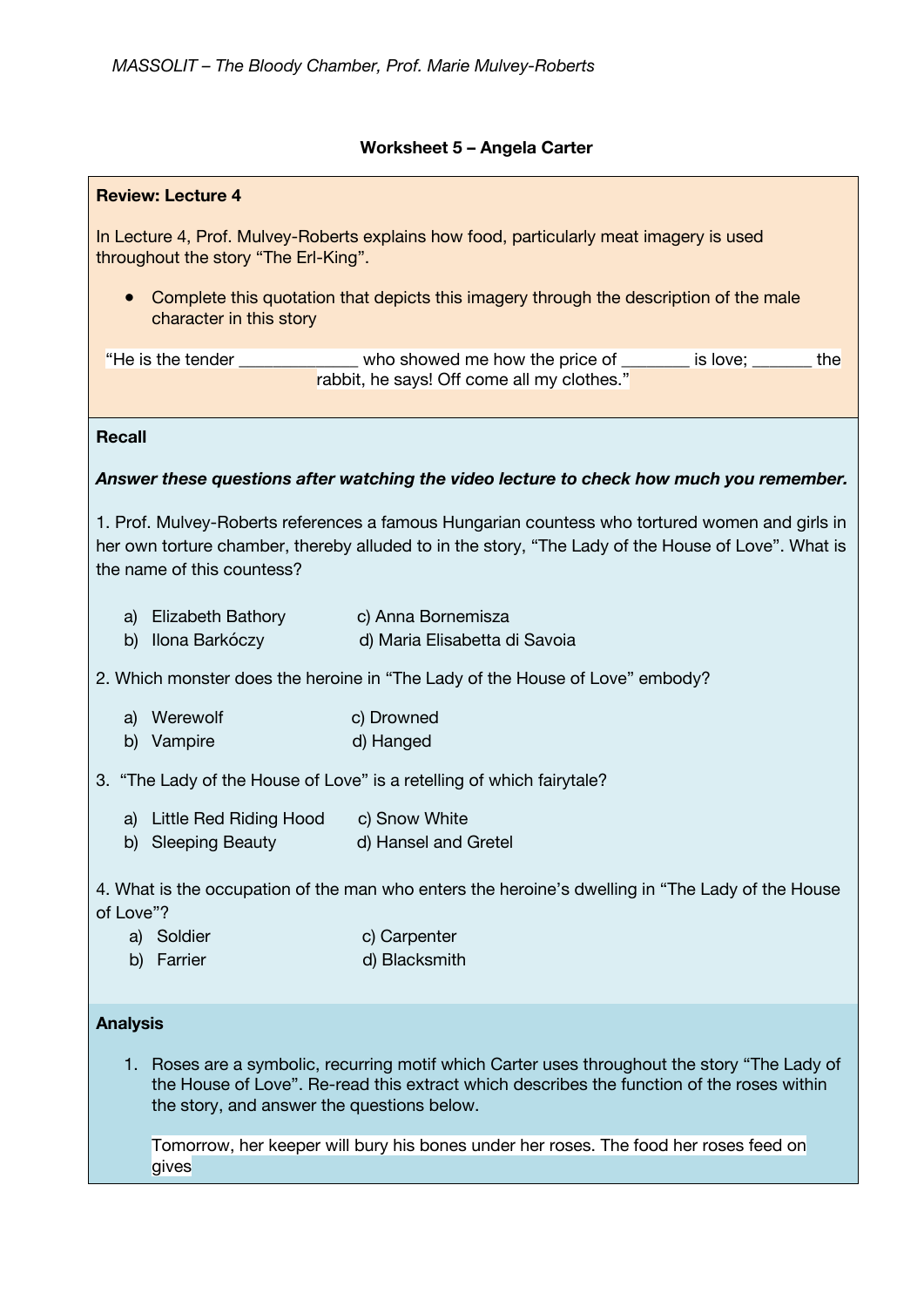*MASSOLIT – The Bloody Chamber, Prof. Marie Mulvey-Roberts*

**Worksheet 5 – Angela Carter**

**Review: Lecture 4**

In Lecture 4, Prof. Mulvey-Roberts explains how food, particularly meat imagery is used throughout the story "The Erl-King".

- Complete this quotation that depicts this imagery through the description of the male character in this story

"He is the tender _____________ who showed me how the price of ________ is love; _______ the rabbit, he says! Off come all my clothes."

**Recall**

***Answer these questions after watching the video lecture to check how much you remember.***

1. Prof. Mulvey-Roberts references a famous Hungarian countess who tortured women and girls in her own torture chamber, thereby alluded to in the story, "The Lady of the House of Love". What is the name of this countess?

   a) Elizabeth Bathory
   b) Ilona Barkóczy
   c) Anna Bornemisza
   d) Maria Elisabetta di Savoia

2. Which monster does the heroine in "The Lady of the House of Love" embody?

   a) Werewolf
   b) Vampire
   c) Drowned
   d) Hanged

3. "The Lady of the House of Love" is a retelling of which fairytale?

   a) Little Red Riding Hood
   b) Sleeping Beauty
   c) Snow White
   d) Hansel and Gretel

4. What is the occupation of the man who enters the heroine's dwelling in "The Lady of the House of Love"?

   a) Soldier
   b) Farrier
   c) Carpenter
   d) Blacksmith

**Analysis**

1. Roses are a symbolic, recurring motif which Carter uses throughout the story "The Lady of the House of Love". Re-read this extract which describes the function of the roses within the story, and answer the questions below.

   Tomorrow, her keeper will bury his bones under her roses. The food her roses feed on gives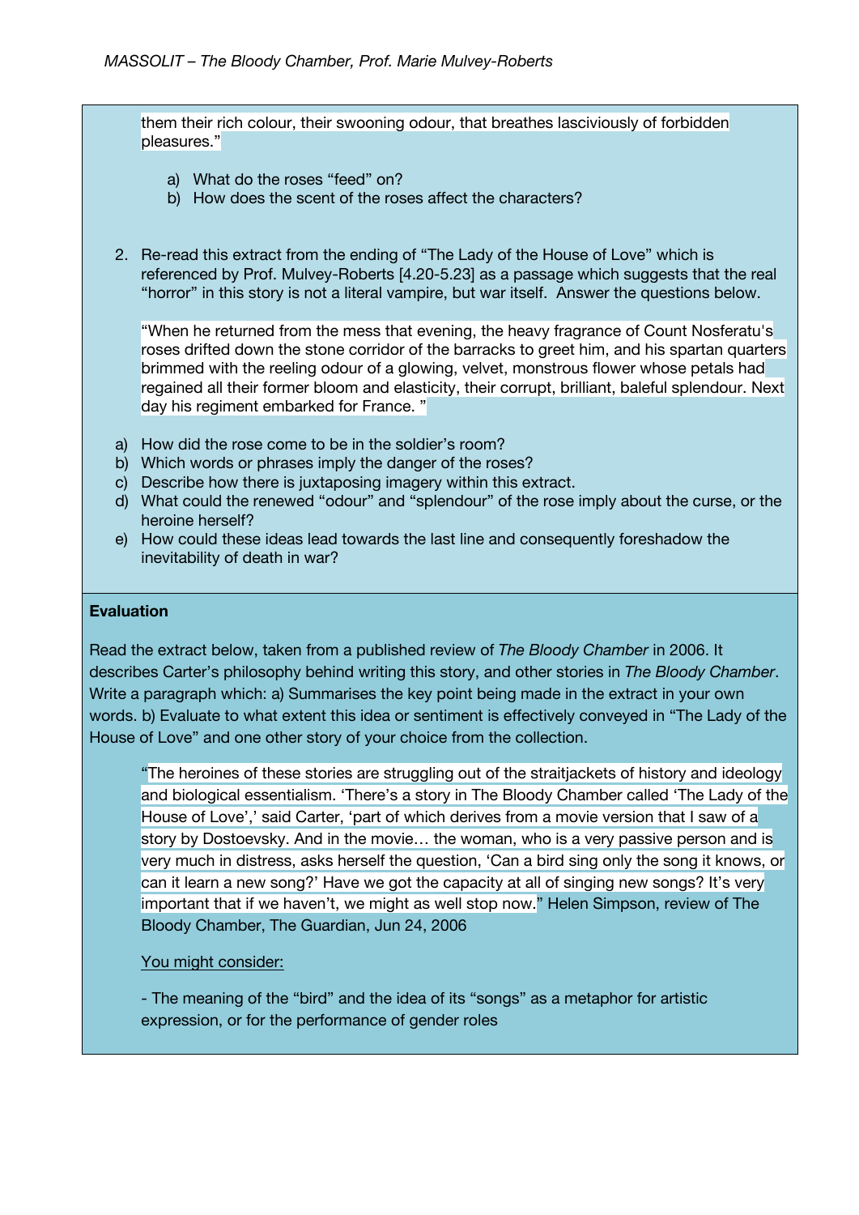them their rich colour, their swooning odour, that breathes lasciviously of forbidden pleasures."

a) What do the roses "feed" on?
b) How does the scent of the roses affect the characters?

2. Re-read this extract from the ending of "The Lady of the House of Love" which is referenced by Prof. Mulvey-Roberts [4.20-5.23] as a passage which suggests that the real "horror" in this story is not a literal vampire, but war itself. Answer the questions below.

   "When he returned from the mess that evening, the heavy fragrance of Count Nosferatu's roses drifted down the stone corridor of the barracks to greet him, and his spartan quarters brimmed with the reeling odour of a glowing, velvet, monstrous flower whose petals had regained all their former bloom and elasticity, their corrupt, brilliant, baleful splendour. Next day his regiment embarked for France. "

a) How did the rose come to be in the soldier's room?
b) Which words or phrases imply the danger of the roses?
c) Describe how there is juxtaposing imagery within this extract.
d) What could the renewed "odour" and "splendour" of the rose imply about the curse, or the heroine herself?
e) How could these ideas lead towards the last line and consequently foreshadow the inevitability of death in war?

**Evaluation**

Read the extract below, taken from a published review of *The Bloody Chamber* in 2006. It describes Carter's philosophy behind writing this story, and other stories in *The Bloody Chamber*. Write a paragraph which: a) Summarises the key point being made in the extract in your own words. b) Evaluate to what extent this idea or sentiment is effectively conveyed in "The Lady of the House of Love" and one other story of your choice from the collection.

"The heroines of these stories are struggling out of the straitjackets of history and ideology and biological essentialism. 'There's a story in The Bloody Chamber called 'The Lady of the House of Love',' said Carter, 'part of which derives from a movie version that I saw of a story by Dostoevsky. And in the movie… the woman, who is a very passive person and is very much in distress, asks herself the question, 'Can a bird sing only the song it knows, or can it learn a new song?' Have we got the capacity at all of singing new songs? It's very important that if we haven't, we might as well stop now." Helen Simpson, review of The Bloody Chamber, The Guardian, Jun 24, 2006

<u>You might consider:</u>

- The meaning of the "bird" and the idea of its "songs" as a metaphor for artistic expression, or for the performance of gender roles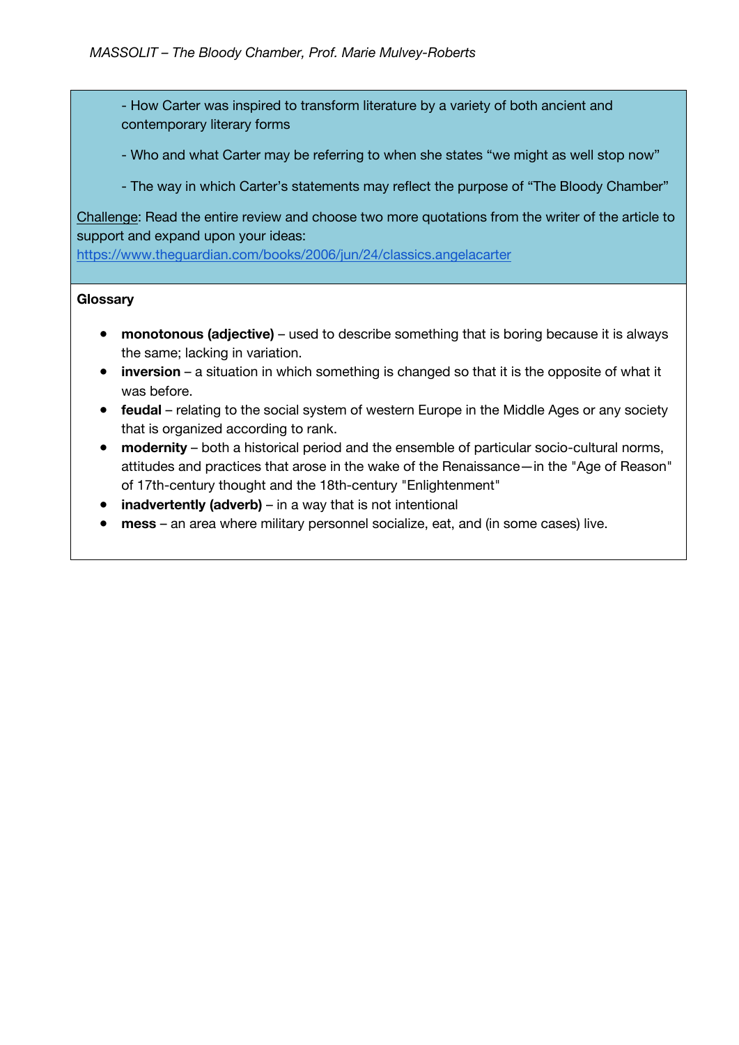- How Carter was inspired to transform literature by a variety of both ancient and contemporary literary forms

- Who and what Carter may be referring to when she states "we might as well stop now"

- The way in which Carter's statements may reflect the purpose of "The Bloody Chamber"

Challenge: Read the entire review and choose two more quotations from the writer of the article to support and expand upon your ideas:
https://www.theguardian.com/books/2006/jun/24/classics.angelacarter

**Glossary**

- **monotonous (adjective)** – used to describe something that is boring because it is always the same; lacking in variation.
- **inversion** – a situation in which something is changed so that it is the opposite of what it was before.
- **feudal** – relating to the social system of western Europe in the Middle Ages or any society that is organized according to rank.
- **modernity** – both a historical period and the ensemble of particular socio-cultural norms, attitudes and practices that arose in the wake of the Renaissance—in the "Age of Reason" of 17th-century thought and the 18th-century "Enlightenment"
- **inadvertently (adverb)** – in a way that is not intentional
- **mess** – an area where military personnel socialize, eat, and (in some cases) live.